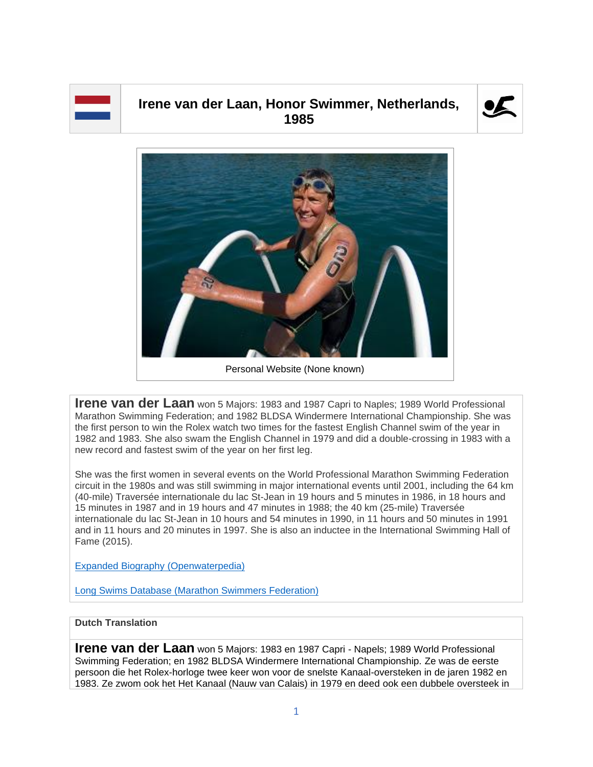# Irene van der Laan, Honor Swimmer, Netherlands, 1985

Personal Website (None known)

**Irene van der Laan** won 5 Majors: 1983 and 1987 Capri to Naples; 1989 World Professional Marathon Swimming Federation; and 1982 BLDSA Windermere International Championship. She was the first person to win the Rolex watch two times for the fastest English Channel swim of the year in 1982 and 1983. She also swam the English Channel in 1979 and did a double-crossing in 1983 with a new record and fastest swim of the year on her first leg.

She was the first women in several events on the World Professional Marathon Swimming Federation circuit in the 1980s and was still swimming in major international events until 2001, including the 64 km (40-mile) Traversée internationale du lac St-Jean in 19 hours and 5 minutes in 1986, in 18 hours and 15 minutes in 1987 and in 19 hours and 47 minutes in 1988; the 40 km (25-mile) Traversée internationale du lac St-Jean in 10 hours and 54 minutes in 1990, in 11 hours and 50 minutes in 1991 and in 11 hours and 20 minutes in 1997. She is also an inductee in the International Swimming Hall of Fame (2015).

Expanded Biography (Openwaterpedia)

Long Swims Database (Marathon Swimmers Federation)

**Dutch Translation**

**Irene van der Laan** won 5 Majors: 1983 en 1987 Capri - Napels; 1989 World Professional Swimming Federation; en 1982 BLDSA Windermere International Championship. Ze was de eerste persoon die het Rolex-horloge twee keer won voor de snelste Kanaal-oversteken in de jaren 1982 en 1983. Ze zwom ook het Het Kanaal (Nauw van Calais) in 1979 en deed ook een dubbele oversteek in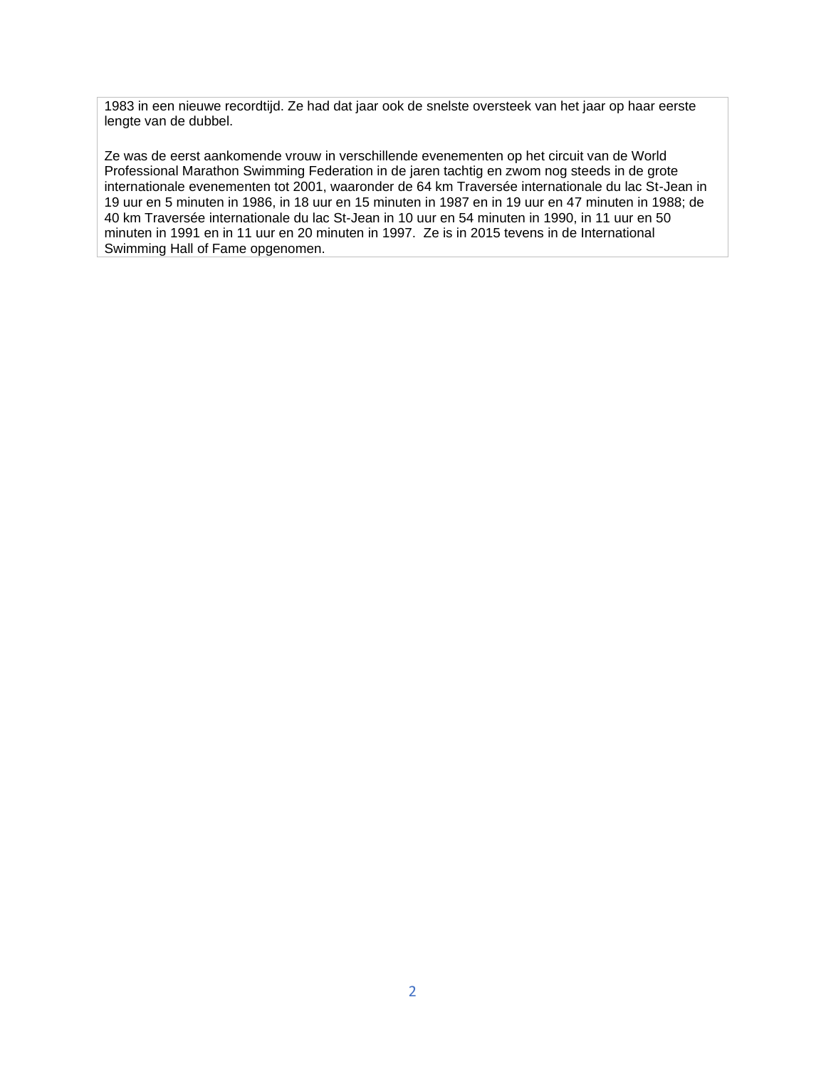1983 in een nieuwe recordtijd. Ze had dat jaar ook de snelste oversteek van het jaar op haar eerste lengte van de dubbel.

Ze was de eerst aankomende vrouw in verschillende evenementen op het circuit van de World Professional Marathon Swimming Federation in de jaren tachtig en zwom nog steeds in de grote internationale evenementen tot 2001, waaronder de 64 km Traversée internationale du lac St-Jean in 19 uur en 5 minuten in 1986, in 18 uur en 15 minuten in 1987 en in 19 uur en 47 minuten in 1988; de 40 km Traversée internationale du lac St-Jean in 10 uur en 54 minuten in 1990, in 11 uur en 50 minuten in 1991 en in 11 uur en 20 minuten in 1997. Ze is in 2015 tevens in de International Swimming Hall of Fame opgenomen.